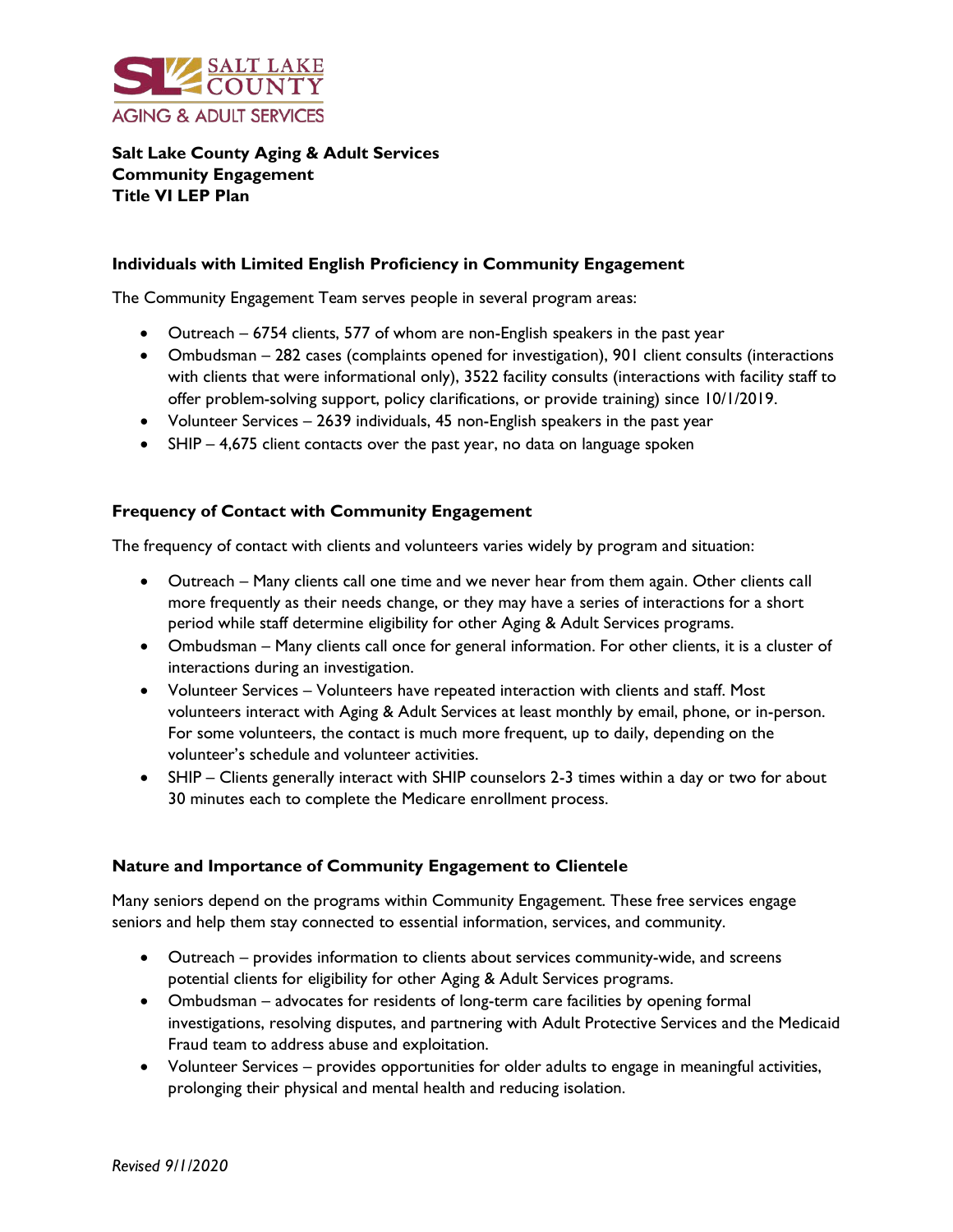**Salt Lake County Aging & Adult Services**
**Community Engagement**
**Title VI LEP Plan**

### Individuals with Limited English Proficiency in Community Engagement

The Community Engagement Team serves people in several program areas:

- Outreach – 6754 clients, 577 of whom are non-English speakers in the past year
- Ombudsman – 282 cases (complaints opened for investigation), 901 client consults (interactions with clients that were informational only), 3522 facility consults (interactions with facility staff to offer problem-solving support, policy clarifications, or provide training) since 10/1/2019.
- Volunteer Services – 2639 individuals, 45 non-English speakers in the past year
- SHIP – 4,675 client contacts over the past year, no data on language spoken

### Frequency of Contact with Community Engagement

The frequency of contact with clients and volunteers varies widely by program and situation:

- Outreach – Many clients call one time and we never hear from them again. Other clients call more frequently as their needs change, or they may have a series of interactions for a short period while staff determine eligibility for other Aging & Adult Services programs.
- Ombudsman – Many clients call once for general information. For other clients, it is a cluster of interactions during an investigation.
- Volunteer Services – Volunteers have repeated interaction with clients and staff. Most volunteers interact with Aging & Adult Services at least monthly by email, phone, or in-person. For some volunteers, the contact is much more frequent, up to daily, depending on the volunteer's schedule and volunteer activities.
- SHIP – Clients generally interact with SHIP counselors 2-3 times within a day or two for about 30 minutes each to complete the Medicare enrollment process.

### Nature and Importance of Community Engagement to Clientele

Many seniors depend on the programs within Community Engagement. These free services engage seniors and help them stay connected to essential information, services, and community.

- Outreach – provides information to clients about services community-wide, and screens potential clients for eligibility for other Aging & Adult Services programs.
- Ombudsman – advocates for residents of long-term care facilities by opening formal investigations, resolving disputes, and partnering with Adult Protective Services and the Medicaid Fraud team to address abuse and exploitation.
- Volunteer Services – provides opportunities for older adults to engage in meaningful activities, prolonging their physical and mental health and reducing isolation.

*Revised 9/1/2020*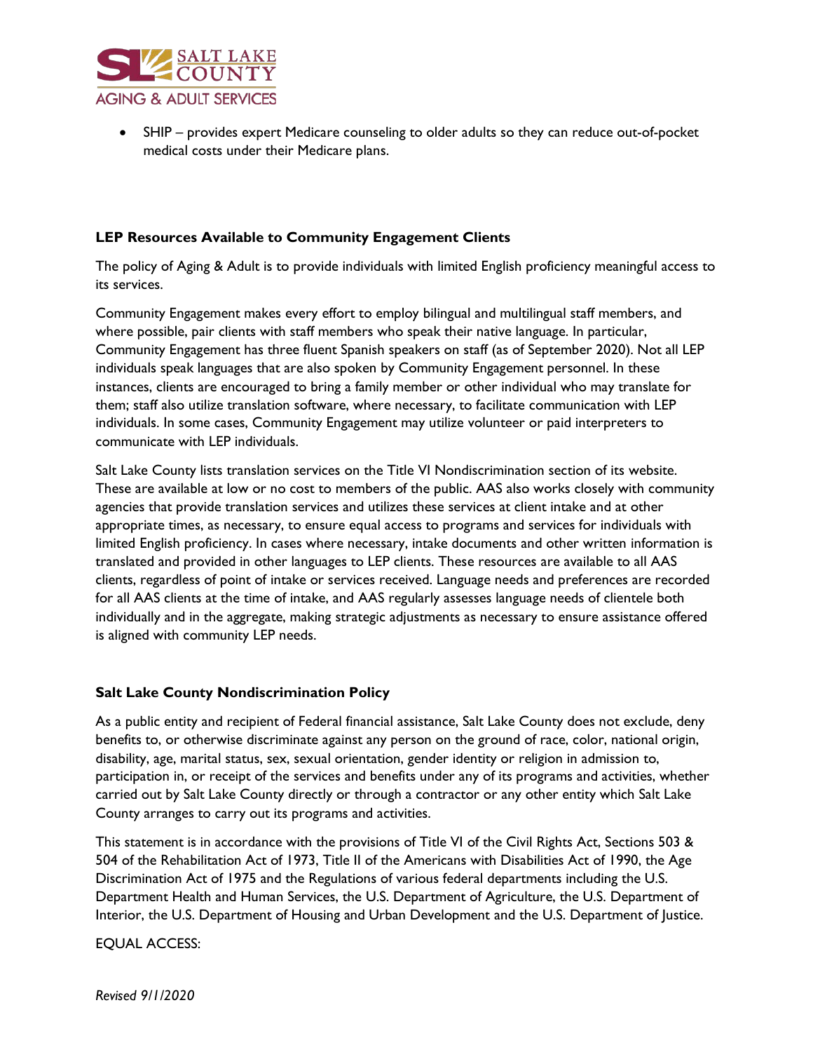- SHIP – provides expert Medicare counseling to older adults so they can reduce out-of-pocket medical costs under their Medicare plans.

**LEP Resources Available to Community Engagement Clients**

The policy of Aging & Adult is to provide individuals with limited English proficiency meaningful access to its services.

Community Engagement makes every effort to employ bilingual and multilingual staff members, and where possible, pair clients with staff members who speak their native language. In particular, Community Engagement has three fluent Spanish speakers on staff (as of September 2020). Not all LEP individuals speak languages that are also spoken by Community Engagement personnel. In these instances, clients are encouraged to bring a family member or other individual who may translate for them; staff also utilize translation software, where necessary, to facilitate communication with LEP individuals. In some cases, Community Engagement may utilize volunteer or paid interpreters to communicate with LEP individuals.

Salt Lake County lists translation services on the Title VI Nondiscrimination section of its website. These are available at low or no cost to members of the public. AAS also works closely with community agencies that provide translation services and utilizes these services at client intake and at other appropriate times, as necessary, to ensure equal access to programs and services for individuals with limited English proficiency. In cases where necessary, intake documents and other written information is translated and provided in other languages to LEP clients. These resources are available to all AAS clients, regardless of point of intake or services received. Language needs and preferences are recorded for all AAS clients at the time of intake, and AAS regularly assesses language needs of clientele both individually and in the aggregate, making strategic adjustments as necessary to ensure assistance offered is aligned with community LEP needs.

**Salt Lake County Nondiscrimination Policy**

As a public entity and recipient of Federal financial assistance, Salt Lake County does not exclude, deny benefits to, or otherwise discriminate against any person on the ground of race, color, national origin, disability, age, marital status, sex, sexual orientation, gender identity or religion in admission to, participation in, or receipt of the services and benefits under any of its programs and activities, whether carried out by Salt Lake County directly or through a contractor or any other entity which Salt Lake County arranges to carry out its programs and activities.

This statement is in accordance with the provisions of Title VI of the Civil Rights Act, Sections 503 & 504 of the Rehabilitation Act of 1973, Title II of the Americans with Disabilities Act of 1990, the Age Discrimination Act of 1975 and the Regulations of various federal departments including the U.S. Department Health and Human Services, the U.S. Department of Agriculture, the U.S. Department of Interior, the U.S. Department of Housing and Urban Development and the U.S. Department of Justice.

EQUAL ACCESS: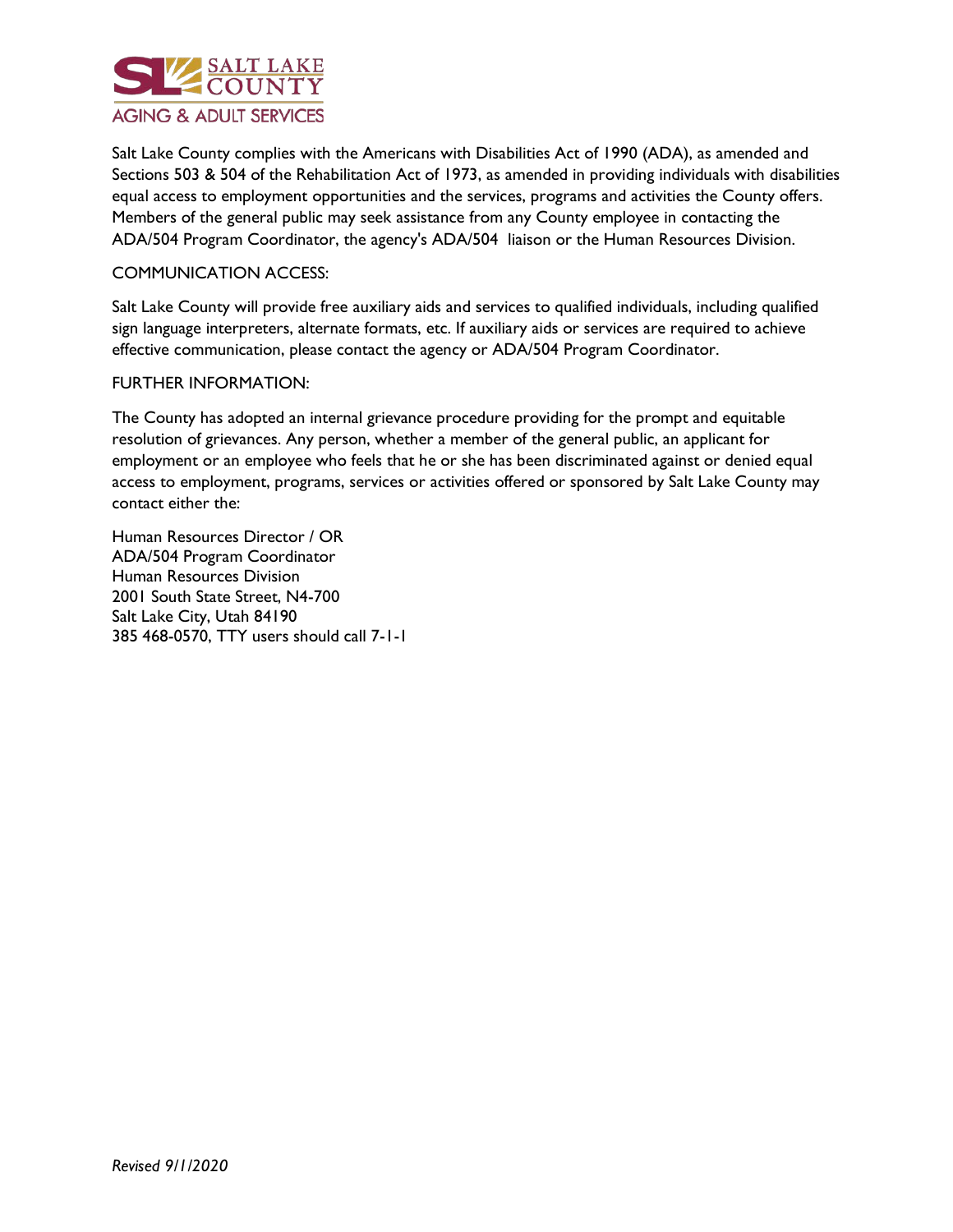SALT LAKE COUNTY

AGING & ADULT SERVICES

Salt Lake County complies with the Americans with Disabilities Act of 1990 (ADA), as amended and Sections 503 & 504 of the Rehabilitation Act of 1973, as amended in providing individuals with disabilities equal access to employment opportunities and the services, programs and activities the County offers. Members of the general public may seek assistance from any County employee in contacting the ADA/504 Program Coordinator, the agency's ADA/504 liaison or the Human Resources Division.

COMMUNICATION ACCESS:

Salt Lake County will provide free auxiliary aids and services to qualified individuals, including qualified sign language interpreters, alternate formats, etc. If auxiliary aids or services are required to achieve effective communication, please contact the agency or ADA/504 Program Coordinator.

FURTHER INFORMATION:

The County has adopted an internal grievance procedure providing for the prompt and equitable resolution of grievances. Any person, whether a member of the general public, an applicant for employment or an employee who feels that he or she has been discriminated against or denied equal access to employment, programs, services or activities offered or sponsored by Salt Lake County may contact either the:

Human Resources Director / OR
ADA/504 Program Coordinator
Human Resources Division
2001 South State Street, N4-700
Salt Lake City, Utah 84190
385 468-0570, TTY users should call 7-1-1

*Revised 9/1/2020*